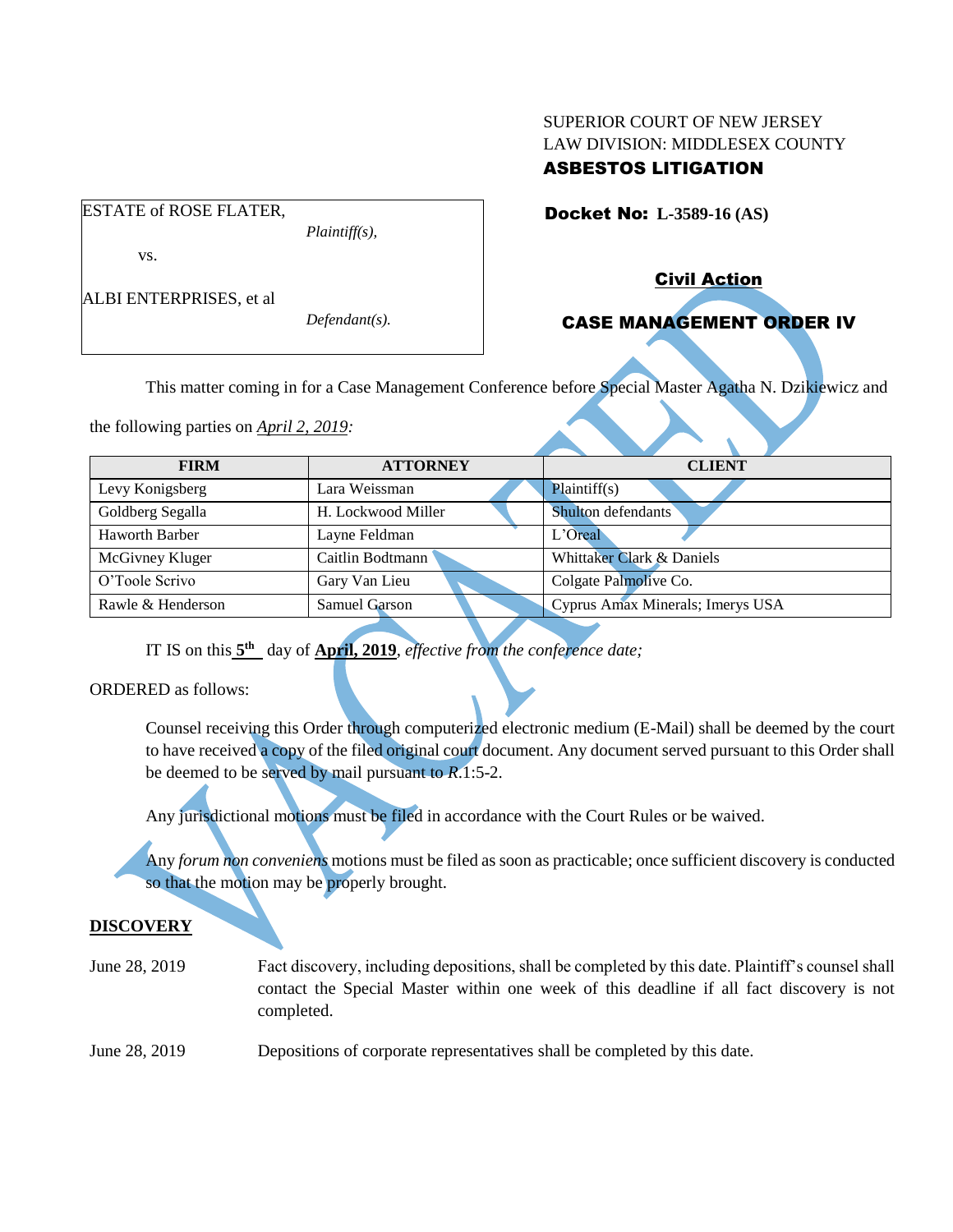SUPERIOR COURT OF NEW JERSEY
LAW DIVISION: MIDDLESEX COUNTY
**ASBESTOS LITIGATION**

ESTATE of ROSE FLATER,
*Plaintiff(s),*

vs.

ALBI ENTERPRISES, et al
*Defendant(s).*

**Docket No: L-3589-16 (AS)**

**Civil Action**

**CASE MANAGEMENT ORDER IV**

VACATED

This matter coming in for a Case Management Conference before Special Master Agatha N. Dzikiewicz and the following parties on *April 2, 2019:*

| FIRM | ATTORNEY | CLIENT |
|---|---|---|
| Levy Konigsberg | Lara Weissman | Plaintiff(s) |
| Goldberg Segalla | H. Lockwood Miller | Shulton defendants |
| Haworth Barber | Layne Feldman | L'Oreal |
| McGivney Kluger | Caitlin Bodtmann | Whittaker Clark & Daniels |
| O'Toole Scrivo | Gary Van Lieu | Colgate Palmolive Co. |
| Rawle & Henderson | Samuel Garson | Cyprus Amax Minerals; Imerys USA |

IT IS on this **5th** day of **April, 2019**, *effective from the conference date;*

ORDERED as follows:

Counsel receiving this Order through computerized electronic medium (E-Mail) shall be deemed by the court to have received a copy of the filed original court document. Any document served pursuant to this Order shall be deemed to be served by mail pursuant to *R*.1:5-2.

Any jurisdictional motions must be filed in accordance with the Court Rules or be waived.

Any *forum non conveniens* motions must be filed as soon as practicable; once sufficient discovery is conducted so that the motion may be properly brought.

**DISCOVERY**

June 28, 2019 Fact discovery, including depositions, shall be completed by this date. Plaintiff's counsel shall contact the Special Master within one week of this deadline if all fact discovery is not completed.

June 28, 2019 Depositions of corporate representatives shall be completed by this date.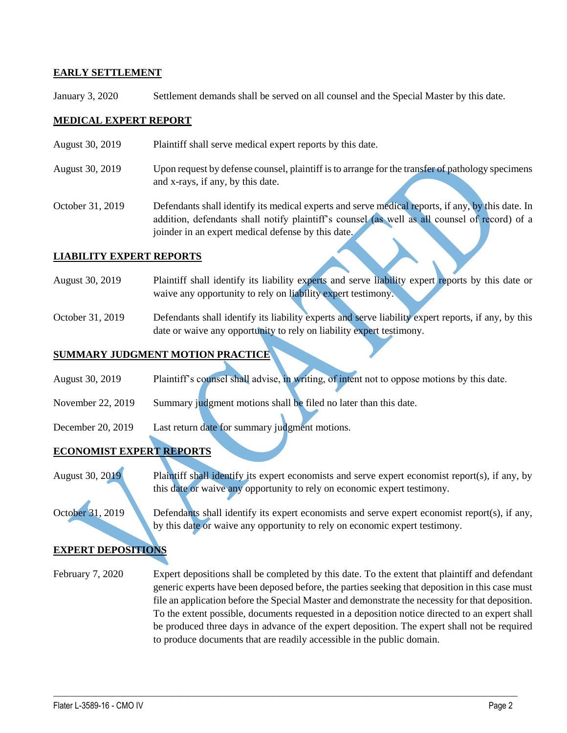**EARLY SETTLEMENT**

January 3, 2020 Settlement demands shall be served on all counsel and the Special Master by this date.

**MEDICAL EXPERT REPORT**

August 30, 2019 Plaintiff shall serve medical expert reports by this date.

August 30, 2019 Upon request by defense counsel, plaintiff is to arrange for the transfer of pathology specimens and x-rays, if any, by this date.

October 31, 2019 Defendants shall identify its medical experts and serve medical reports, if any, by this date. In addition, defendants shall notify plaintiff's counsel (as well as all counsel of record) of a joinder in an expert medical defense by this date.

**LIABILITY EXPERT REPORTS**

August 30, 2019 Plaintiff shall identify its liability experts and serve liability expert reports by this date or waive any opportunity to rely on liability expert testimony.

October 31, 2019 Defendants shall identify its liability experts and serve liability expert reports, if any, by this date or waive any opportunity to rely on liability expert testimony.

**SUMMARY JUDGMENT MOTION PRACTICE**

August 30, 2019 Plaintiff's counsel shall advise, in writing, of intent not to oppose motions by this date.

November 22, 2019 Summary judgment motions shall be filed no later than this date.

December 20, 2019 Last return date for summary judgment motions.

**ECONOMIST EXPERT REPORTS**

August 30, 2019 Plaintiff shall identify its expert economists and serve expert economist report(s), if any, by this date or waive any opportunity to rely on economic expert testimony.

October 31, 2019 Defendants shall identify its expert economists and serve expert economist report(s), if any, by this date or waive any opportunity to rely on economic expert testimony.

**EXPERT DEPOSITIONS**

February 7, 2020 Expert depositions shall be completed by this date. To the extent that plaintiff and defendant generic experts have been deposed before, the parties seeking that deposition in this case must file an application before the Special Master and demonstrate the necessity for that deposition. To the extent possible, documents requested in a deposition notice directed to an expert shall be produced three days in advance of the expert deposition. The expert shall not be required to produce documents that are readily accessible in the public domain.

VACATED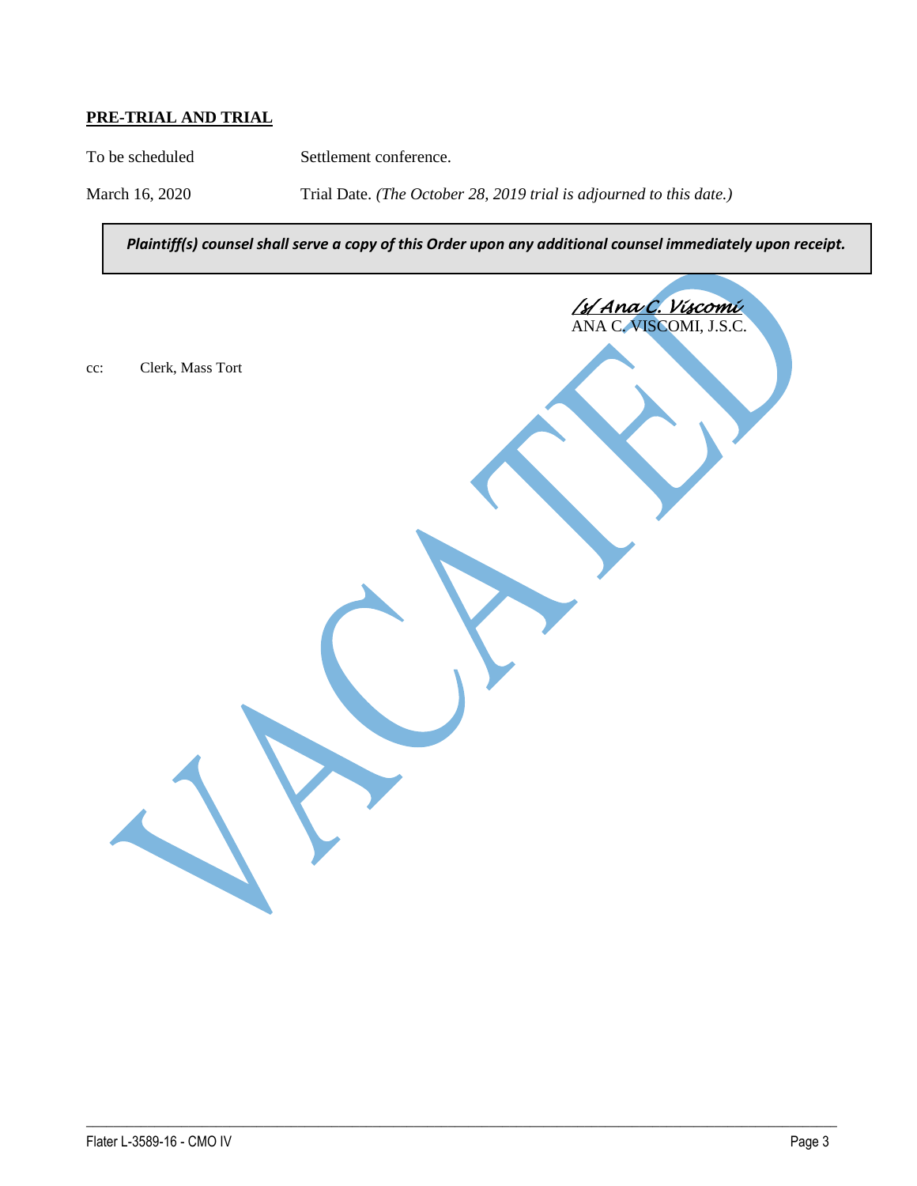**PRE-TRIAL AND TRIAL**

| | |
|---|---|
| To be scheduled | Settlement conference. |
| March 16, 2020 | Trial Date. *(The October 28, 2019 trial is adjourned to this date.)* |

***Plaintiff(s) counsel shall serve a copy of this Order upon any additional counsel immediately upon receipt.***

/s/ Ana C. Viscomi
ANA C. VISCOMI, J.S.C.

cc: Clerk, Mass Tort

VACATED